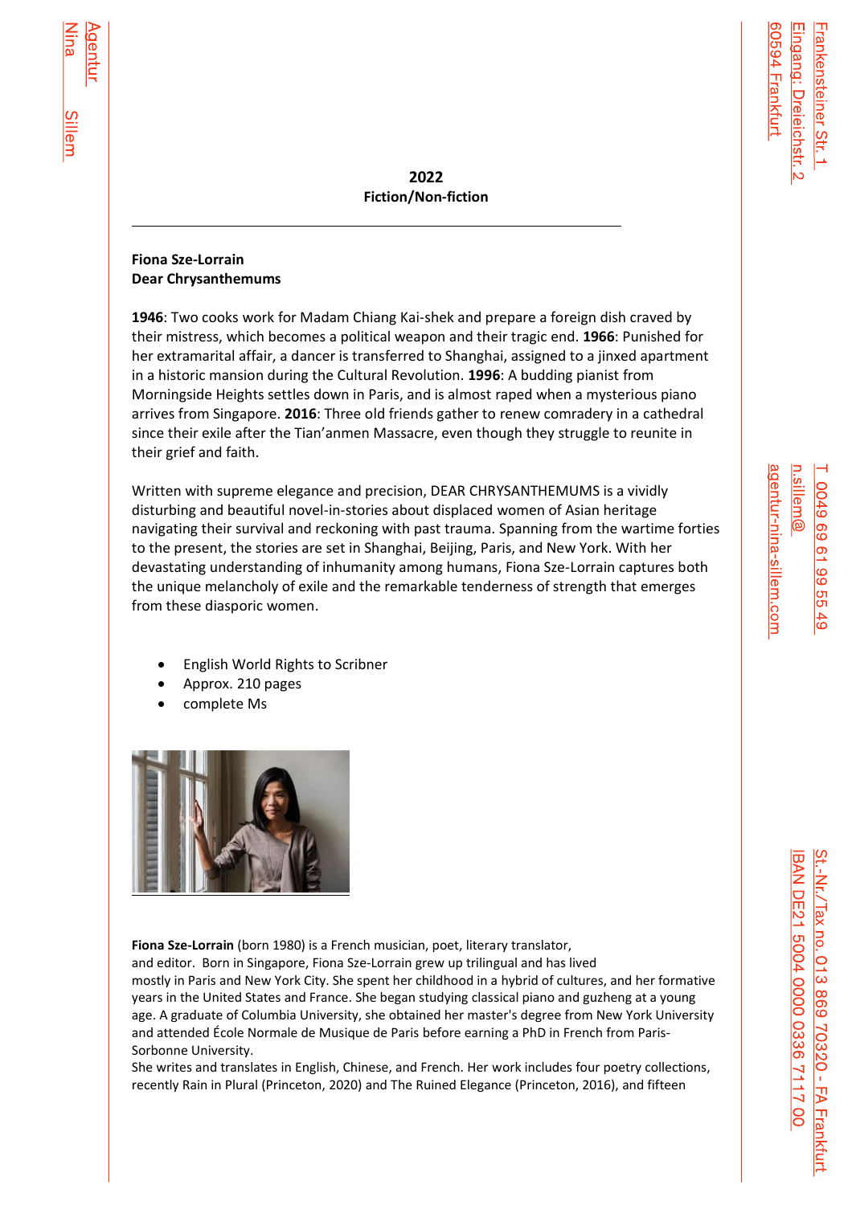**2022**
**Fiction/Non-fiction**

---

**Fiona Sze-Lorrain**
**Dear Chrysanthemums**

**1946**: Two cooks work for Madam Chiang Kai-shek and prepare a foreign dish craved by their mistress, which becomes a political weapon and their tragic end. **1966**: Punished for her extramarital affair, a dancer is transferred to Shanghai, assigned to a jinxed apartment in a historic mansion during the Cultural Revolution. **1996**: A budding pianist from Morningside Heights settles down in Paris, and is almost raped when a mysterious piano arrives from Singapore. **2016**: Three old friends gather to renew comradery in a cathedral since their exile after the Tian'anmen Massacre, even though they struggle to reunite in their grief and faith.

Written with supreme elegance and precision, DEAR CHRYSANTHEMUMS is a vividly disturbing and beautiful novel-in-stories about displaced women of Asian heritage navigating their survival and reckoning with past trauma. Spanning from the wartime forties to the present, the stories are set in Shanghai, Beijing, Paris, and New York. With her devastating understanding of inhumanity among humans, Fiona Sze-Lorrain captures both the unique melancholy of exile and the remarkable tenderness of strength that emerges from these diasporic women.

- English World Rights to Scribner
- Approx. 210 pages
- complete Ms

**Fiona Sze-Lorrain** (born 1980) is a French musician, poet, literary translator, and editor. Born in Singapore, Fiona Sze-Lorrain grew up trilingual and has lived mostly in Paris and New York City. She spent her childhood in a hybrid of cultures, and her formative years in the United States and France. She began studying classical piano and guzheng at a young age. A graduate of Columbia University, she obtained her master's degree from New York University and attended École Normale de Musique de Paris before earning a PhD in French from Paris-Sorbonne University.
She writes and translates in English, Chinese, and French. Her work includes four poetry collections, recently Rain in Plural (Princeton, 2020) and The Ruined Elegance (Princeton, 2016), and fifteen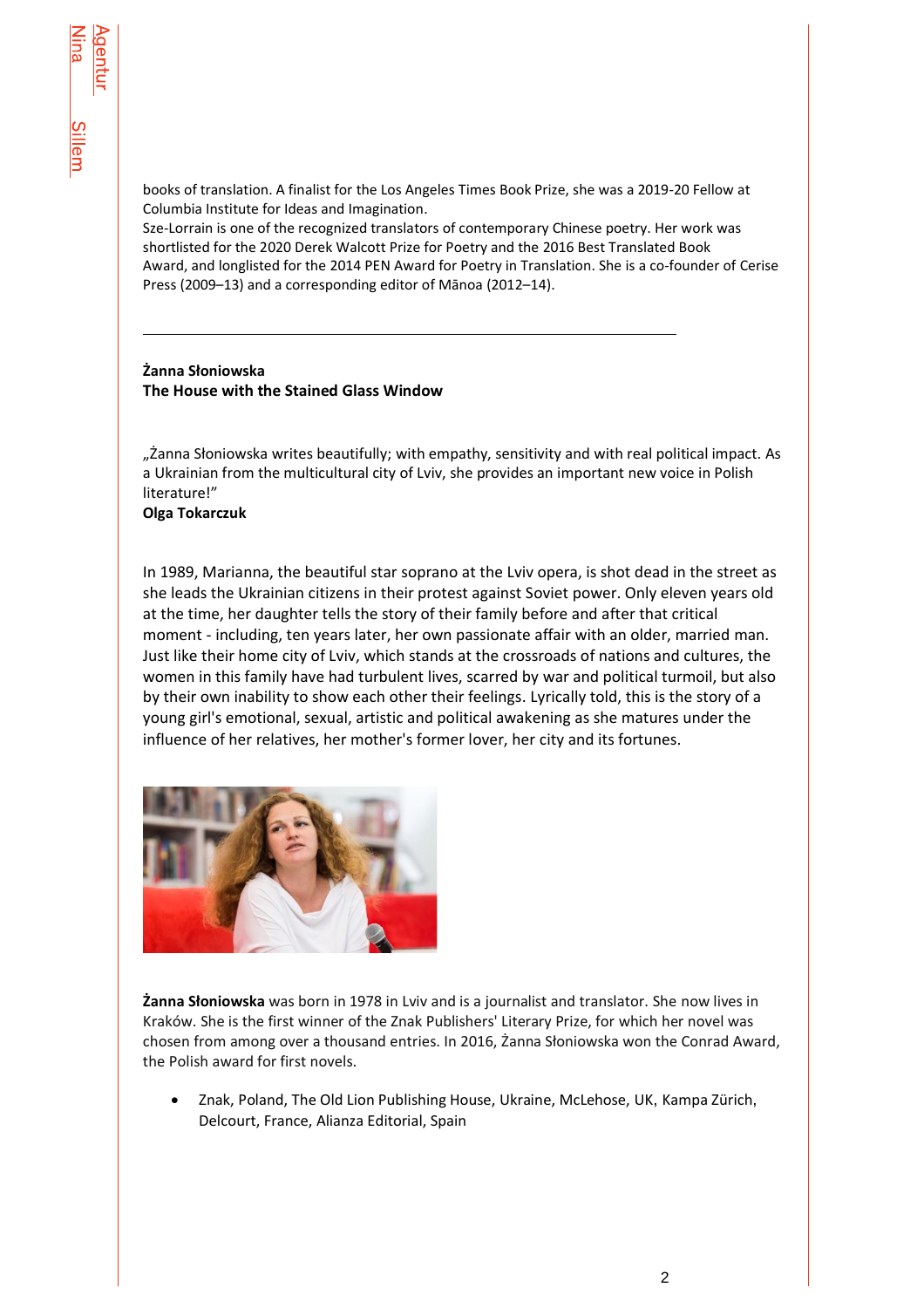books of translation. A finalist for the Los Angeles Times Book Prize, she was a 2019-20 Fellow at Columbia Institute for Ideas and Imagination.
Sze-Lorrain is one of the recognized translators of contemporary Chinese poetry. Her work was shortlisted for the 2020 Derek Walcott Prize for Poetry and the 2016 Best Translated Book Award, and longlisted for the 2014 PEN Award for Poetry in Translation. She is a co-founder of Cerise Press (2009–13) and a corresponding editor of Mānoa (2012–14).

---

**Żanna Słoniowska**
**The House with the Stained Glass Window**

„Żanna Słoniowska writes beautifully; with empathy, sensitivity and with real political impact. As a Ukrainian from the multicultural city of Lviv, she provides an important new voice in Polish literature!"
**Olga Tokarczuk**

In 1989, Marianna, the beautiful star soprano at the Lviv opera, is shot dead in the street as she leads the Ukrainian citizens in their protest against Soviet power. Only eleven years old at the time, her daughter tells the story of their family before and after that critical moment - including, ten years later, her own passionate affair with an older, married man. Just like their home city of Lviv, which stands at the crossroads of nations and cultures, the women in this family have had turbulent lives, scarred by war and political turmoil, but also by their own inability to show each other their feelings. Lyrically told, this is the story of a young girl's emotional, sexual, artistic and political awakening as she matures under the influence of her relatives, her mother's former lover, her city and its fortunes.

**Żanna Słoniowska** was born in 1978 in Lviv and is a journalist and translator. She now lives in Kraków. She is the first winner of the Znak Publishers' Literary Prize, for which her novel was chosen from among over a thousand entries. In 2016, Żanna Słoniowska won the Conrad Award, the Polish award for first novels.

- Znak, Poland, The Old Lion Publishing House, Ukraine, McLehose, UK, Kampa Zürich, Delcourt, France, Alianza Editorial, Spain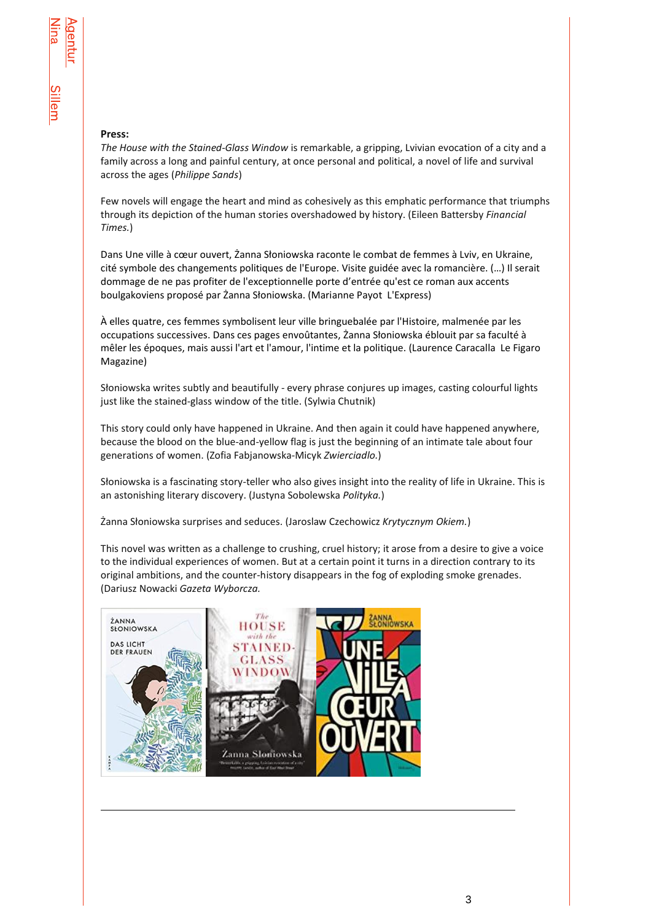**Press:**

*The House with the Stained-Glass Window* is remarkable, a gripping, Lvivian evocation of a city and a family across a long and painful century, at once personal and political, a novel of life and survival across the ages (*Philippe Sands*)

Few novels will engage the heart and mind as cohesively as this emphatic performance that triumphs through its depiction of the human stories overshadowed by history. (Eileen Battersby *Financial Times.*)

Dans Une ville à cœur ouvert, Żanna Słoniowska raconte le combat de femmes à Lviv, en Ukraine, cité symbole des changements politiques de l'Europe. Visite guidée avec la romancière. (...) Il serait dommage de ne pas profiter de l'exceptionnelle porte d'entrée qu'est ce roman aux accents boulgakoviens proposé par Żanna Słoniowska. (Marianne Payot L'Express)

À elles quatre, ces femmes symbolisent leur ville bringuebalée par l'Histoire, malmenée par les occupations successives. Dans ces pages envoûtantes, Żanna Słoniowska éblouit par sa faculté à mêler les époques, mais aussi l'art et l'amour, l'intime et la politique. (Laurence Caracalla Le Figaro Magazine)

Słoniowska writes subtly and beautifully - every phrase conjures up images, casting colourful lights just like the stained-glass window of the title. (Sylwia Chutnik)

This story could only have happened in Ukraine. And then again it could have happened anywhere, because the blood on the blue-and-yellow flag is just the beginning of an intimate tale about four generations of women. (Zofia Fabjanowska-Micyk *Zwierciadlo.*)

Słoniowska is a fascinating story-teller who also gives insight into the reality of life in Ukraine. This is an astonishing literary discovery. (Justyna Sobolewska *Polityka.*)

Żanna Słoniowska surprises and seduces. (Jaroslaw Czechowicz *Krytycznym Okiem.*)

This novel was written as a challenge to crushing, cruel history; it arose from a desire to give a voice to the individual experiences of women. But at a certain point it turns in a direction contrary to its original ambitions, and the counter-history disappears in the fog of exploding smoke grenades. (Dariusz Nowacki *Gazeta Wyborcza.*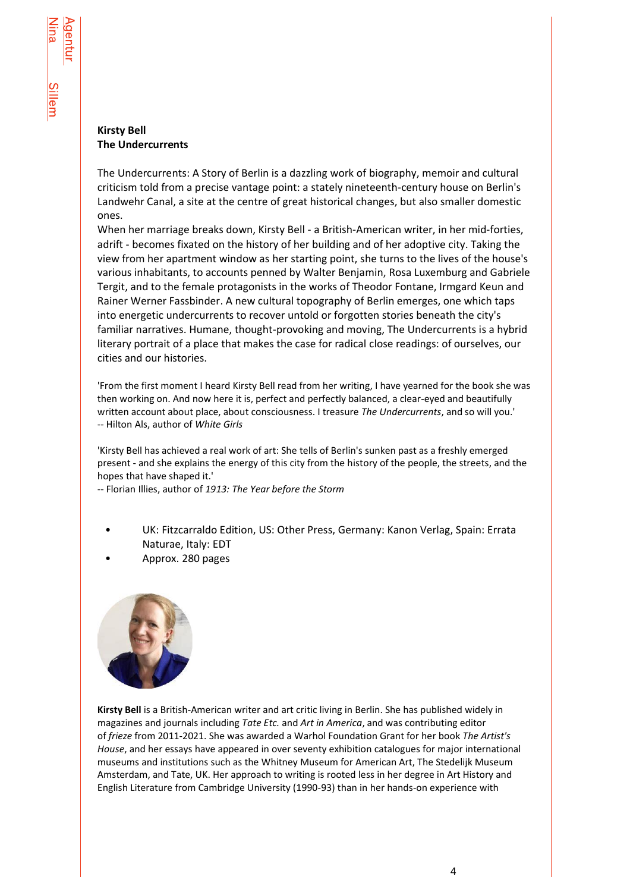**Kirsty Bell**
**The Undercurrents**

The Undercurrents: A Story of Berlin is a dazzling work of biography, memoir and cultural criticism told from a precise vantage point: a stately nineteenth-century house on Berlin's Landwehr Canal, a site at the centre of great historical changes, but also smaller domestic ones.
When her marriage breaks down, Kirsty Bell - a British-American writer, in her mid-forties, adrift - becomes fixated on the history of her building and of her adoptive city. Taking the view from her apartment window as her starting point, she turns to the lives of the house's various inhabitants, to accounts penned by Walter Benjamin, Rosa Luxemburg and Gabriele Tergit, and to the female protagonists in the works of Theodor Fontane, Irmgard Keun and Rainer Werner Fassbinder. A new cultural topography of Berlin emerges, one which taps into energetic undercurrents to recover untold or forgotten stories beneath the city's familiar narratives. Humane, thought-provoking and moving, The Undercurrents is a hybrid literary portrait of a place that makes the case for radical close readings: of ourselves, our cities and our histories.

'From the first moment I heard Kirsty Bell read from her writing, I have yearned for the book she was then working on. And now here it is, perfect and perfectly balanced, a clear-eyed and beautifully written account about place, about consciousness. I treasure *The Undercurrents*, and so will you.'
-- Hilton Als, author of *White Girls*

'Kirsty Bell has achieved a real work of art: She tells of Berlin's sunken past as a freshly emerged present - and she explains the energy of this city from the history of the people, the streets, and the hopes that have shaped it.'
-- Florian Illies, author of *1913: The Year before the Storm*

- UK: Fitzcarraldo Edition, US: Other Press, Germany: Kanon Verlag, Spain: Errata Naturae, Italy: EDT
- Approx. 280 pages

**Kirsty Bell** is a British-American writer and art critic living in Berlin. She has published widely in magazines and journals including *Tate Etc.* and *Art in America*, and was contributing editor of *frieze* from 2011-2021. She was awarded a Warhol Foundation Grant for her book *The Artist's House*, and her essays have appeared in over seventy exhibition catalogues for major international museums and institutions such as the Whitney Museum for American Art, The Stedelijk Museum Amsterdam, and Tate, UK. Her approach to writing is rooted less in her degree in Art History and English Literature from Cambridge University (1990-93) than in her hands-on experience with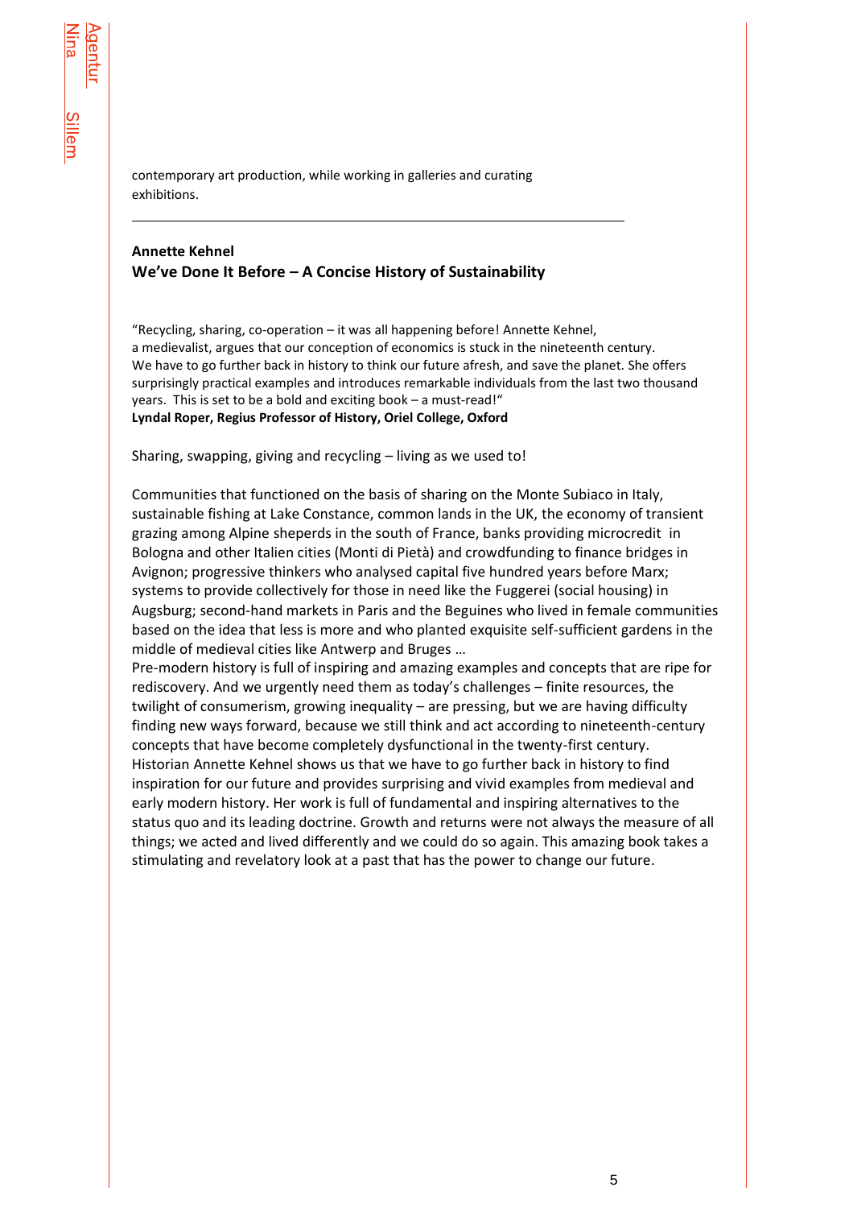contemporary art production, while working in galleries and curating exhibitions.

---

**Annette Kehnel**
**We've Done It Before – A Concise History of Sustainability**

"Recycling, sharing, co-operation – it was all happening before! Annette Kehnel, a medievalist, argues that our conception of economics is stuck in the nineteenth century. We have to go further back in history to think our future afresh, and save the planet. She offers surprisingly practical examples and introduces remarkable individuals from the last two thousand years. This is set to be a bold and exciting book – a must-read!"
**Lyndal Roper, Regius Professor of History, Oriel College, Oxford**

Sharing, swapping, giving and recycling – living as we used to!

Communities that functioned on the basis of sharing on the Monte Subiaco in Italy, sustainable fishing at Lake Constance, common lands in the UK, the economy of transient grazing among Alpine sheperds in the south of France, banks providing microcredit in Bologna and other Italien cities (Monti di Pietà) and crowdfunding to finance bridges in Avignon; progressive thinkers who analysed capital five hundred years before Marx; systems to provide collectively for those in need like the Fuggerei (social housing) in Augsburg; second-hand markets in Paris and the Beguines who lived in female communities based on the idea that less is more and who planted exquisite self-sufficient gardens in the middle of medieval cities like Antwerp and Bruges …
Pre-modern history is full of inspiring and amazing examples and concepts that are ripe for rediscovery. And we urgently need them as today's challenges – finite resources, the twilight of consumerism, growing inequality – are pressing, but we are having difficulty finding new ways forward, because we still think and act according to nineteenth-century concepts that have become completely dysfunctional in the twenty-first century.
Historian Annette Kehnel shows us that we have to go further back in history to find inspiration for our future and provides surprising and vivid examples from medieval and early modern history. Her work is full of fundamental and inspiring alternatives to the status quo and its leading doctrine. Growth and returns were not always the measure of all things; we acted and lived differently and we could do so again. This amazing book takes a stimulating and revelatory look at a past that has the power to change our future.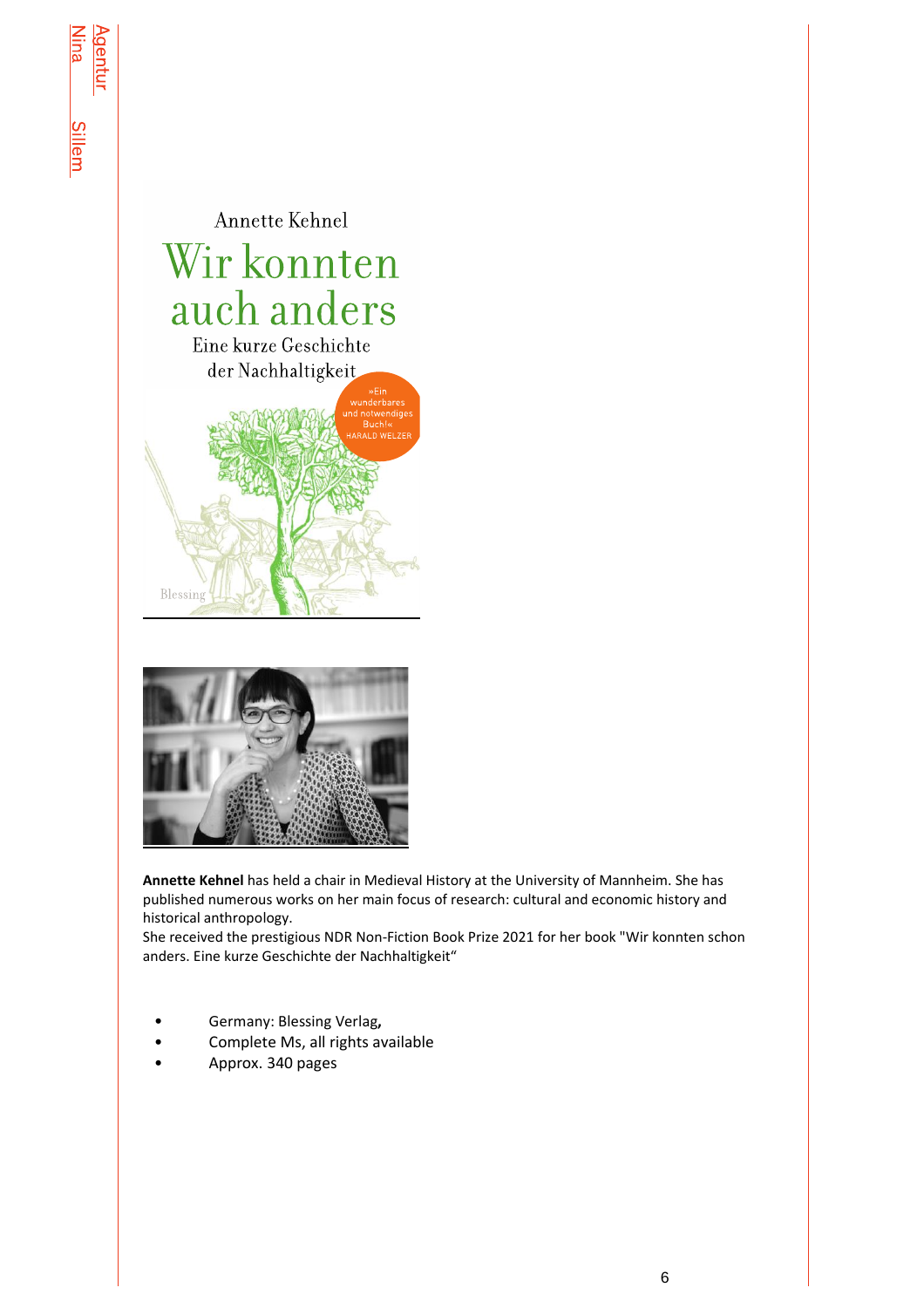Annette Kehnel

# Wir konnten auch anders

Eine kurze Geschichte der Nachhaltigkeit

»Ein wunderbares und notwendiges Buch!« HARALD WELZER

Blessing

**Annette Kehnel** has held a chair in Medieval History at the University of Mannheim. She has published numerous works on her main focus of research: cultural and economic history and historical anthropology.
She received the prestigious NDR Non-Fiction Book Prize 2021 for her book "Wir konnten schon anders. Eine kurze Geschichte der Nachhaltigkeit"

- Germany: Blessing Verlag**,**
- Complete Ms, all rights available
- Approx. 340 pages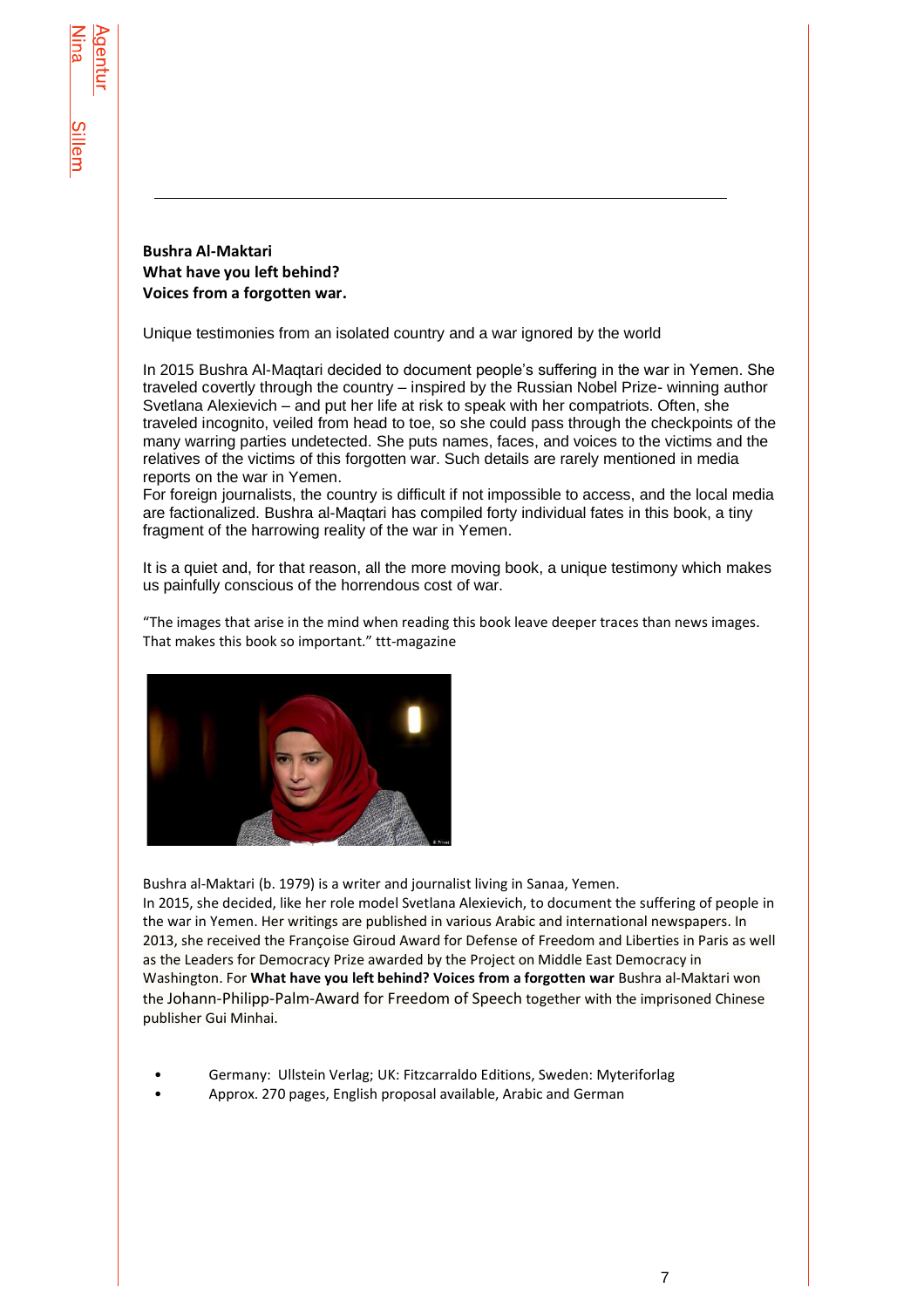**Bushra Al-Maktari**
**What have you left behind?**
**Voices from a forgotten war.**

Unique testimonies from an isolated country and a war ignored by the world

In 2015 Bushra Al-Maqtari decided to document people's suffering in the war in Yemen. She traveled covertly through the country – inspired by the Russian Nobel Prize- winning author Svetlana Alexievich – and put her life at risk to speak with her compatriots. Often, she traveled incognito, veiled from head to toe, so she could pass through the checkpoints of the many warring parties undetected. She puts names, faces, and voices to the victims and the relatives of the victims of this forgotten war. Such details are rarely mentioned in media reports on the war in Yemen.
For foreign journalists, the country is difficult if not impossible to access, and the local media are factionalized. Bushra al-Maqtari has compiled forty individual fates in this book, a tiny fragment of the harrowing reality of the war in Yemen.

It is a quiet and, for that reason, all the more moving book, a unique testimony which makes us painfully conscious of the horrendous cost of war.

"The images that arise in the mind when reading this book leave deeper traces than news images. That makes this book so important." ttt-magazine

Bushra al-Maktari (b. 1979) is a writer and journalist living in Sanaa, Yemen.
In 2015, she decided, like her role model Svetlana Alexievich, to document the suffering of people in the war in Yemen. Her writings are published in various Arabic and international newspapers. In 2013, she received the Françoise Giroud Award for Defense of Freedom and Liberties in Paris as well as the Leaders for Democracy Prize awarded by the Project on Middle East Democracy in Washington. For **What have you left behind? Voices from a forgotten war** Bushra al-Maktari won the Johann-Philipp-Palm-Award for Freedom of Speech together with the imprisoned Chinese publisher Gui Minhai.

- Germany: Ullstein Verlag; UK: Fitzcarraldo Editions, Sweden: Myteriforlag
- Approx. 270 pages, English proposal available, Arabic and German